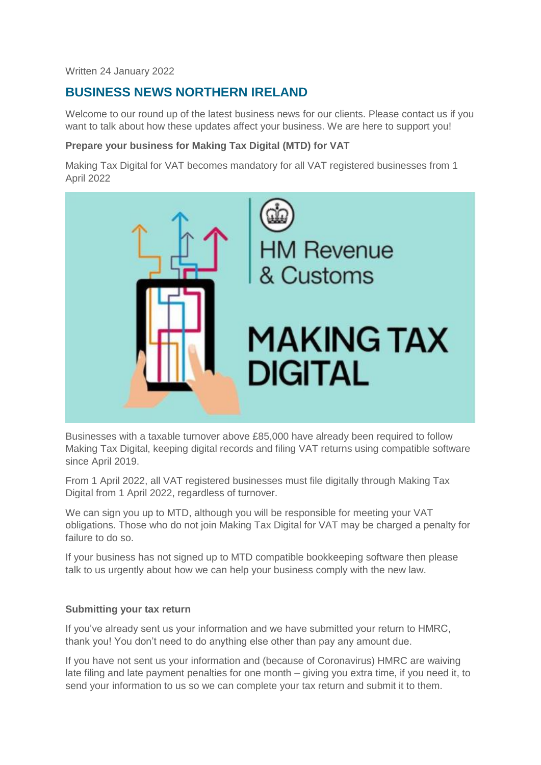Written 24 January 2022

## BUSINESS NEWS NORTHERN IRELAND

Welcome to our round up of the latest business news for our clients. Please contact us if you want to talk about how these updates affect your business. We are here to support you!

**Prepare your business for Making Tax Digital (MTD) for VAT**

Making Tax Digital for VAT becomes mandatory for all VAT registered businesses from 1 April 2022

Businesses with a taxable turnover above £85,000 have already been required to follow Making Tax Digital, keeping digital records and filing VAT returns using compatible software since April 2019.

From 1 April 2022, all VAT registered businesses must file digitally through Making Tax Digital from 1 April 2022, regardless of turnover.

We can sign you up to MTD, although you will be responsible for meeting your VAT obligations. Those who do not join Making Tax Digital for VAT may be charged a penalty for failure to do so.

If your business has not signed up to MTD compatible bookkeeping software then please talk to us urgently about how we can help your business comply with the new law.

**Submitting your tax return**

If you've already sent us your information and we have submitted your return to HMRC, thank you! You don't need to do anything else other than pay any amount due.

If you have not sent us your information and (because of Coronavirus) HMRC are waiving late filing and late payment penalties for one month – giving you extra time, if you need it, to send your information to us so we can complete your tax return and submit it to them.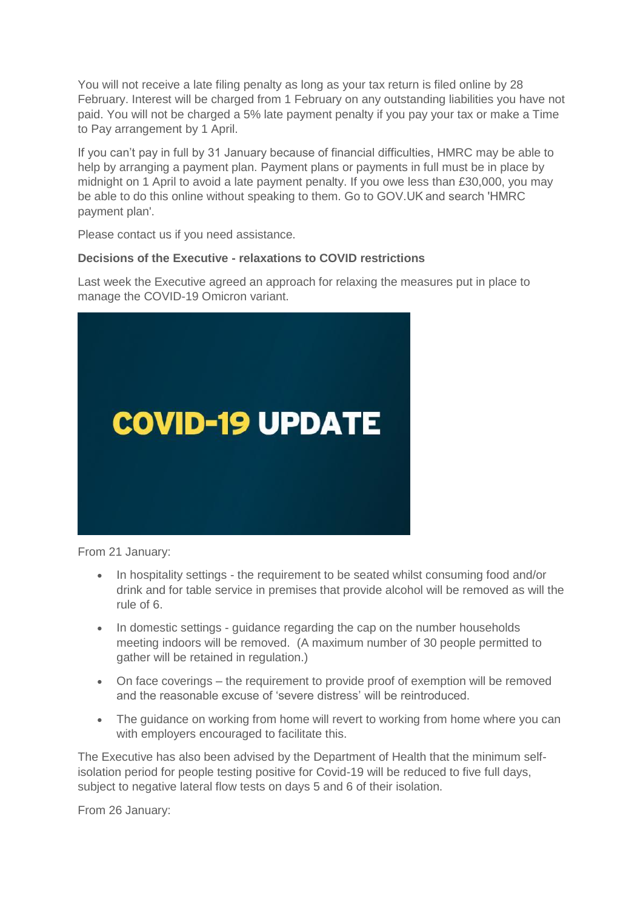You will not receive a late filing penalty as long as your tax return is filed online by 28 February. Interest will be charged from 1 February on any outstanding liabilities you have not paid. You will not be charged a 5% late payment penalty if you pay your tax or make a Time to Pay arrangement by 1 April.

If you can't pay in full by 31 January because of financial difficulties, HMRC may be able to help by arranging a payment plan. Payment plans or payments in full must be in place by midnight on 1 April to avoid a late payment penalty. If you owe less than £30,000, you may be able to do this online without speaking to them. Go to GOV.UK and search 'HMRC payment plan'.

Please contact us if you need assistance.

**Decisions of the Executive - relaxations to COVID restrictions**

Last week the Executive agreed an approach for relaxing the measures put in place to manage the COVID-19 Omicron variant.

From 21 January:

- In hospitality settings - the requirement to be seated whilst consuming food and/or drink and for table service in premises that provide alcohol will be removed as will the rule of 6.
- In domestic settings - guidance regarding the cap on the number households meeting indoors will be removed. (A maximum number of 30 people permitted to gather will be retained in regulation.)
- On face coverings – the requirement to provide proof of exemption will be removed and the reasonable excuse of 'severe distress' will be reintroduced.
- The guidance on working from home will revert to working from home where you can with employers encouraged to facilitate this.

The Executive has also been advised by the Department of Health that the minimum self-isolation period for people testing positive for Covid-19 will be reduced to five full days, subject to negative lateral flow tests on days 5 and 6 of their isolation.

From 26 January: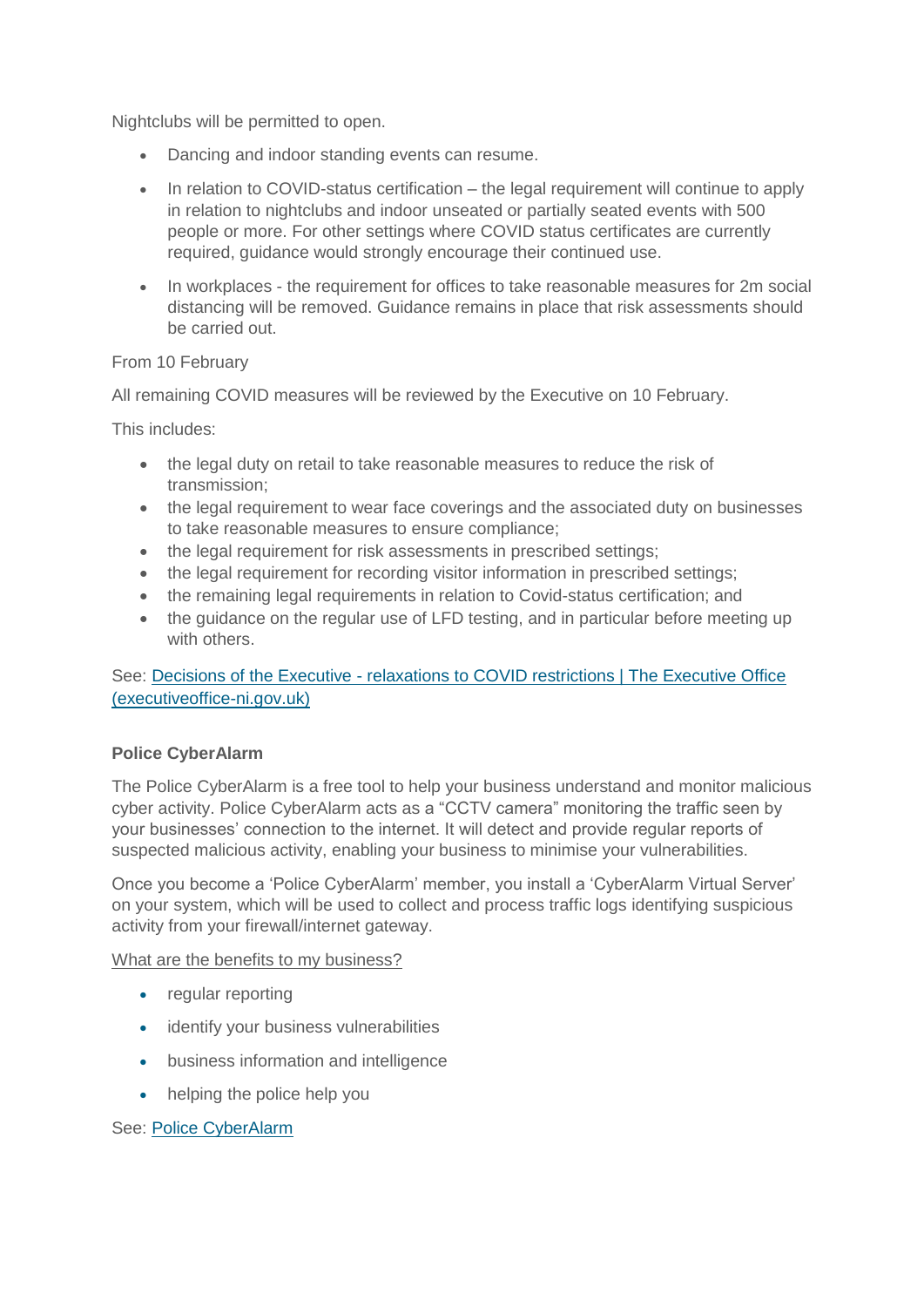Nightclubs will be permitted to open.

- Dancing and indoor standing events can resume.
- In relation to COVID-status certification – the legal requirement will continue to apply in relation to nightclubs and indoor unseated or partially seated events with 500 people or more. For other settings where COVID status certificates are currently required, guidance would strongly encourage their continued use.
- In workplaces - the requirement for offices to take reasonable measures for 2m social distancing will be removed. Guidance remains in place that risk assessments should be carried out.

From 10 February

All remaining COVID measures will be reviewed by the Executive on 10 February.

This includes:

- the legal duty on retail to take reasonable measures to reduce the risk of transmission;
- the legal requirement to wear face coverings and the associated duty on businesses to take reasonable measures to ensure compliance;
- the legal requirement for risk assessments in prescribed settings;
- the legal requirement for recording visitor information in prescribed settings;
- the remaining legal requirements in relation to Covid-status certification; and
- the guidance on the regular use of LFD testing, and in particular before meeting up with others.

See: [Decisions of the Executive - relaxations to COVID restrictions | The Executive Office (executiveoffice-ni.gov.uk)]()

**Police CyberAlarm**

The Police CyberAlarm is a free tool to help your business understand and monitor malicious cyber activity. Police CyberAlarm acts as a "CCTV camera" monitoring the traffic seen by your businesses' connection to the internet. It will detect and provide regular reports of suspected malicious activity, enabling your business to minimise your vulnerabilities.

Once you become a 'Police CyberAlarm' member, you install a 'CyberAlarm Virtual Server' on your system, which will be used to collect and process traffic logs identifying suspicious activity from your firewall/internet gateway.

What are the benefits to my business?

- regular reporting
- identify your business vulnerabilities
- business information and intelligence
- helping the police help you

See: [Police CyberAlarm]()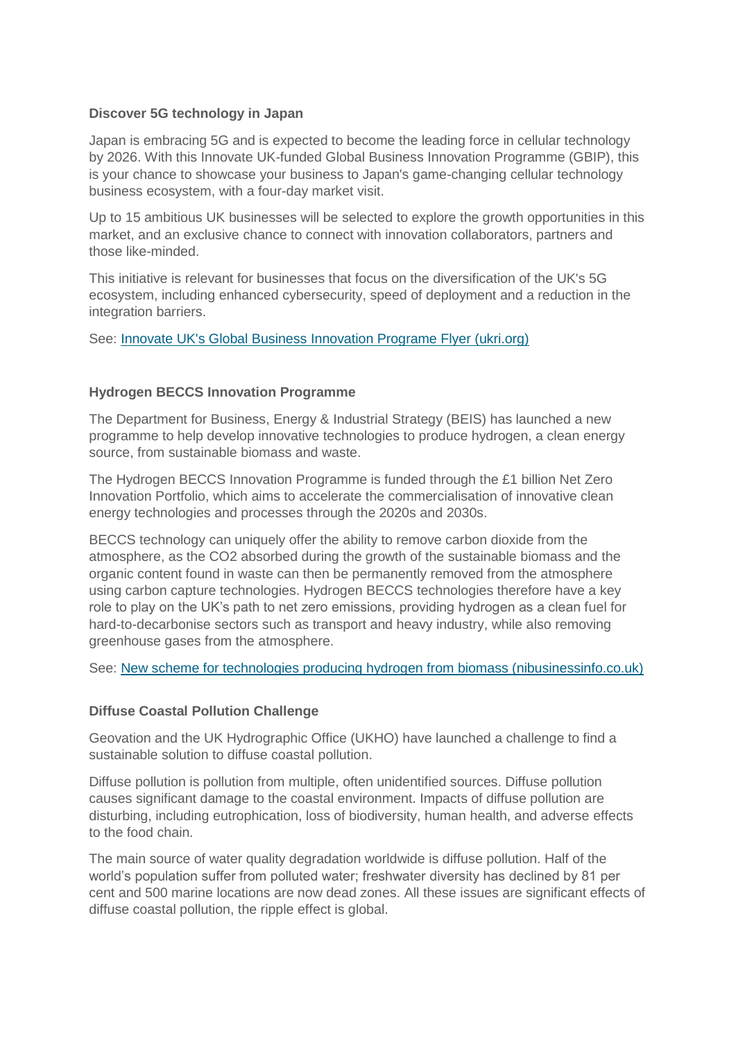**Discover 5G technology in Japan**

Japan is embracing 5G and is expected to become the leading force in cellular technology by 2026. With this Innovate UK-funded Global Business Innovation Programme (GBIP), this is your chance to showcase your business to Japan's game-changing cellular technology business ecosystem, with a four-day market visit.

Up to 15 ambitious UK businesses will be selected to explore the growth opportunities in this market, and an exclusive chance to connect with innovation collaborators, partners and those like-minded.

This initiative is relevant for businesses that focus on the diversification of the UK's 5G ecosystem, including enhanced cybersecurity, speed of deployment and a reduction in the integration barriers.

See: [Innovate UK's Global Business Innovation Programe Flyer (ukri.org)]

**Hydrogen BECCS Innovation Programme**

The Department for Business, Energy & Industrial Strategy (BEIS) has launched a new programme to help develop innovative technologies to produce hydrogen, a clean energy source, from sustainable biomass and waste.

The Hydrogen BECCS Innovation Programme is funded through the £1 billion Net Zero Innovation Portfolio, which aims to accelerate the commercialisation of innovative clean energy technologies and processes through the 2020s and 2030s.

BECCS technology can uniquely offer the ability to remove carbon dioxide from the atmosphere, as the $CO_2$ absorbed during the growth of the sustainable biomass and the organic content found in waste can then be permanently removed from the atmosphere using carbon capture technologies. Hydrogen BECCS technologies therefore have a key role to play on the UK's path to net zero emissions, providing hydrogen as a clean fuel for hard-to-decarbonise sectors such as transport and heavy industry, while also removing greenhouse gases from the atmosphere.

See: [New scheme for technologies producing hydrogen from biomass (nibusinessinfo.co.uk)]

**Diffuse Coastal Pollution Challenge**

Geovation and the UK Hydrographic Office (UKHO) have launched a challenge to find a sustainable solution to diffuse coastal pollution.

Diffuse pollution is pollution from multiple, often unidentified sources. Diffuse pollution causes significant damage to the coastal environment. Impacts of diffuse pollution are disturbing, including eutrophication, loss of biodiversity, human health, and adverse effects to the food chain.

The main source of water quality degradation worldwide is diffuse pollution. Half of the world's population suffer from polluted water; freshwater diversity has declined by 81 per cent and 500 marine locations are now dead zones. All these issues are significant effects of diffuse coastal pollution, the ripple effect is global.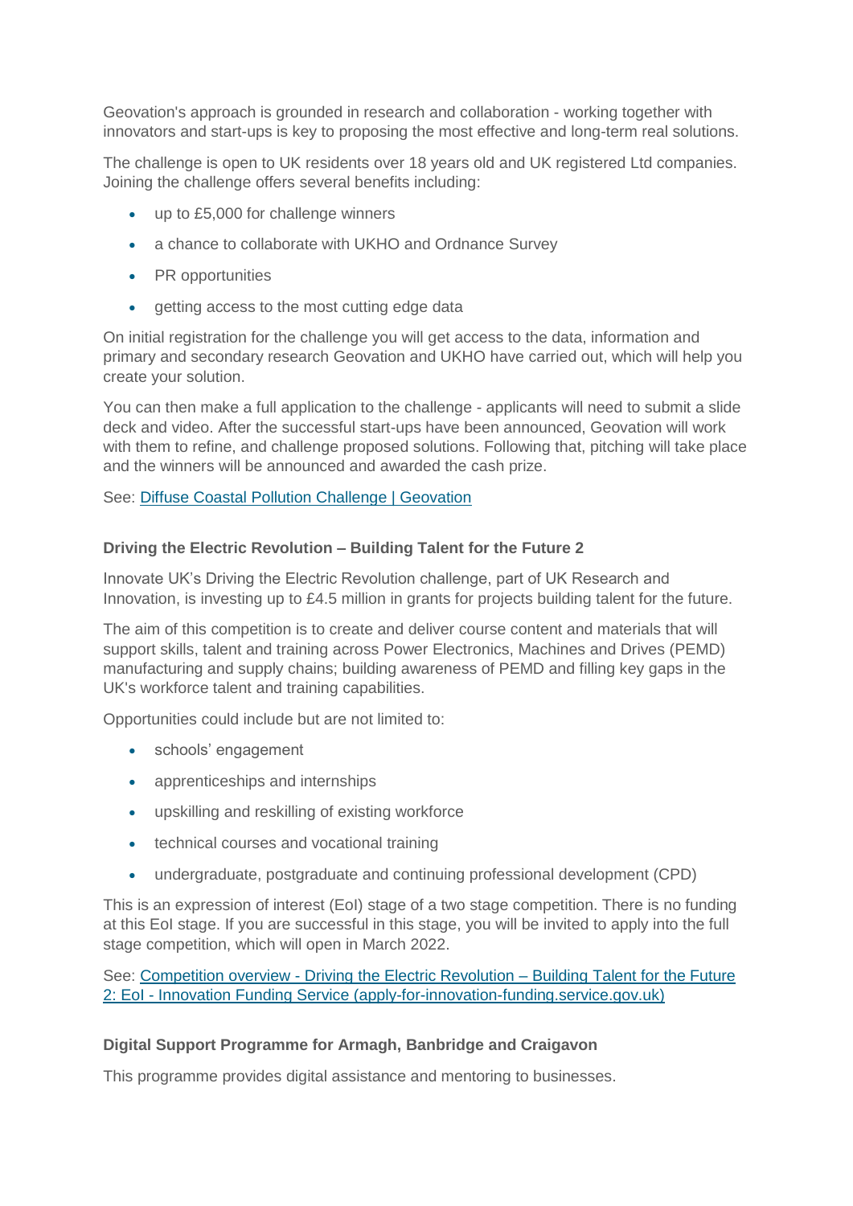Geovation's approach is grounded in research and collaboration - working together with innovators and start-ups is key to proposing the most effective and long-term real solutions.

The challenge is open to UK residents over 18 years old and UK registered Ltd companies. Joining the challenge offers several benefits including:

- up to £5,000 for challenge winners
- a chance to collaborate with UKHO and Ordnance Survey
- PR opportunities
- getting access to the most cutting edge data

On initial registration for the challenge you will get access to the data, information and primary and secondary research Geovation and UKHO have carried out, which will help you create your solution.

You can then make a full application to the challenge - applicants will need to submit a slide deck and video. After the successful start-ups have been announced, Geovation will work with them to refine, and challenge proposed solutions. Following that, pitching will take place and the winners will be announced and awarded the cash prize.

See: [Diffuse Coastal Pollution Challenge | Geovation]

**Driving the Electric Revolution – Building Talent for the Future 2**

Innovate UK's Driving the Electric Revolution challenge, part of UK Research and Innovation, is investing up to £4.5 million in grants for projects building talent for the future.

The aim of this competition is to create and deliver course content and materials that will support skills, talent and training across Power Electronics, Machines and Drives (PEMD) manufacturing and supply chains; building awareness of PEMD and filling key gaps in the UK's workforce talent and training capabilities.

Opportunities could include but are not limited to:

- schools' engagement
- apprenticeships and internships
- upskilling and reskilling of existing workforce
- technical courses and vocational training
- undergraduate, postgraduate and continuing professional development (CPD)

This is an expression of interest (EoI) stage of a two stage competition. There is no funding at this EoI stage. If you are successful in this stage, you will be invited to apply into the full stage competition, which will open in March 2022.

See: [Competition overview - Driving the Electric Revolution – Building Talent for the Future 2: EoI - Innovation Funding Service (apply-for-innovation-funding.service.gov.uk)]

**Digital Support Programme for Armagh, Banbridge and Craigavon**

This programme provides digital assistance and mentoring to businesses.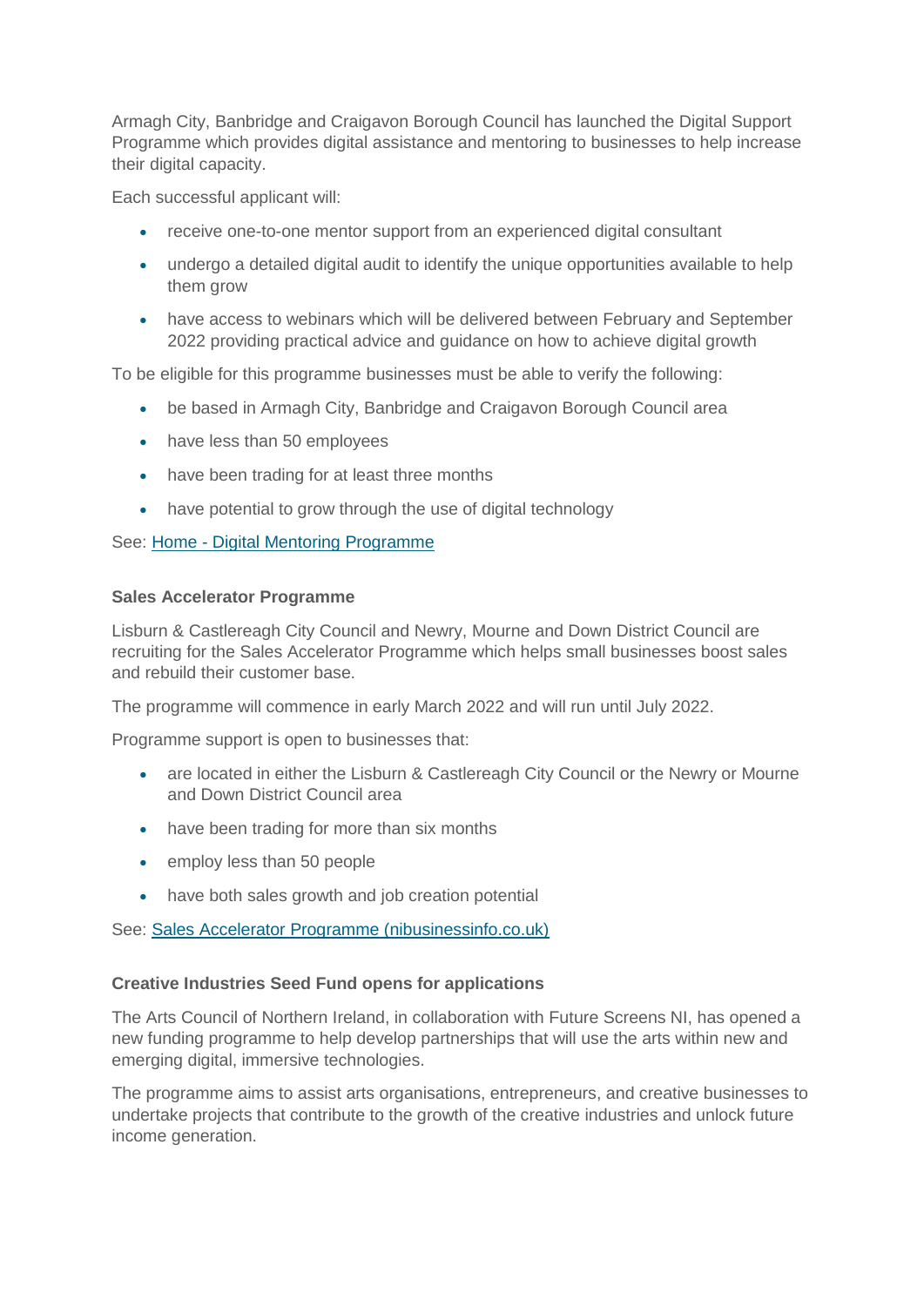Armagh City, Banbridge and Craigavon Borough Council has launched the Digital Support Programme which provides digital assistance and mentoring to businesses to help increase their digital capacity.

Each successful applicant will:

- receive one-to-one mentor support from an experienced digital consultant
- undergo a detailed digital audit to identify the unique opportunities available to help them grow
- have access to webinars which will be delivered between February and September 2022 providing practical advice and guidance on how to achieve digital growth

To be eligible for this programme businesses must be able to verify the following:

- be based in Armagh City, Banbridge and Craigavon Borough Council area
- have less than 50 employees
- have been trading for at least three months
- have potential to grow through the use of digital technology

See: [Home - Digital Mentoring Programme]()

**Sales Accelerator Programme**

Lisburn & Castlereagh City Council and Newry, Mourne and Down District Council are recruiting for the Sales Accelerator Programme which helps small businesses boost sales and rebuild their customer base.

The programme will commence in early March 2022 and will run until July 2022.

Programme support is open to businesses that:

- are located in either the Lisburn & Castlereagh City Council or the Newry or Mourne and Down District Council area
- have been trading for more than six months
- employ less than 50 people
- have both sales growth and job creation potential

See: [Sales Accelerator Programme (nibusinessinfo.co.uk)]()

**Creative Industries Seed Fund opens for applications**

The Arts Council of Northern Ireland, in collaboration with Future Screens NI, has opened a new funding programme to help develop partnerships that will use the arts within new and emerging digital, immersive technologies.

The programme aims to assist arts organisations, entrepreneurs, and creative businesses to undertake projects that contribute to the growth of the creative industries and unlock future income generation.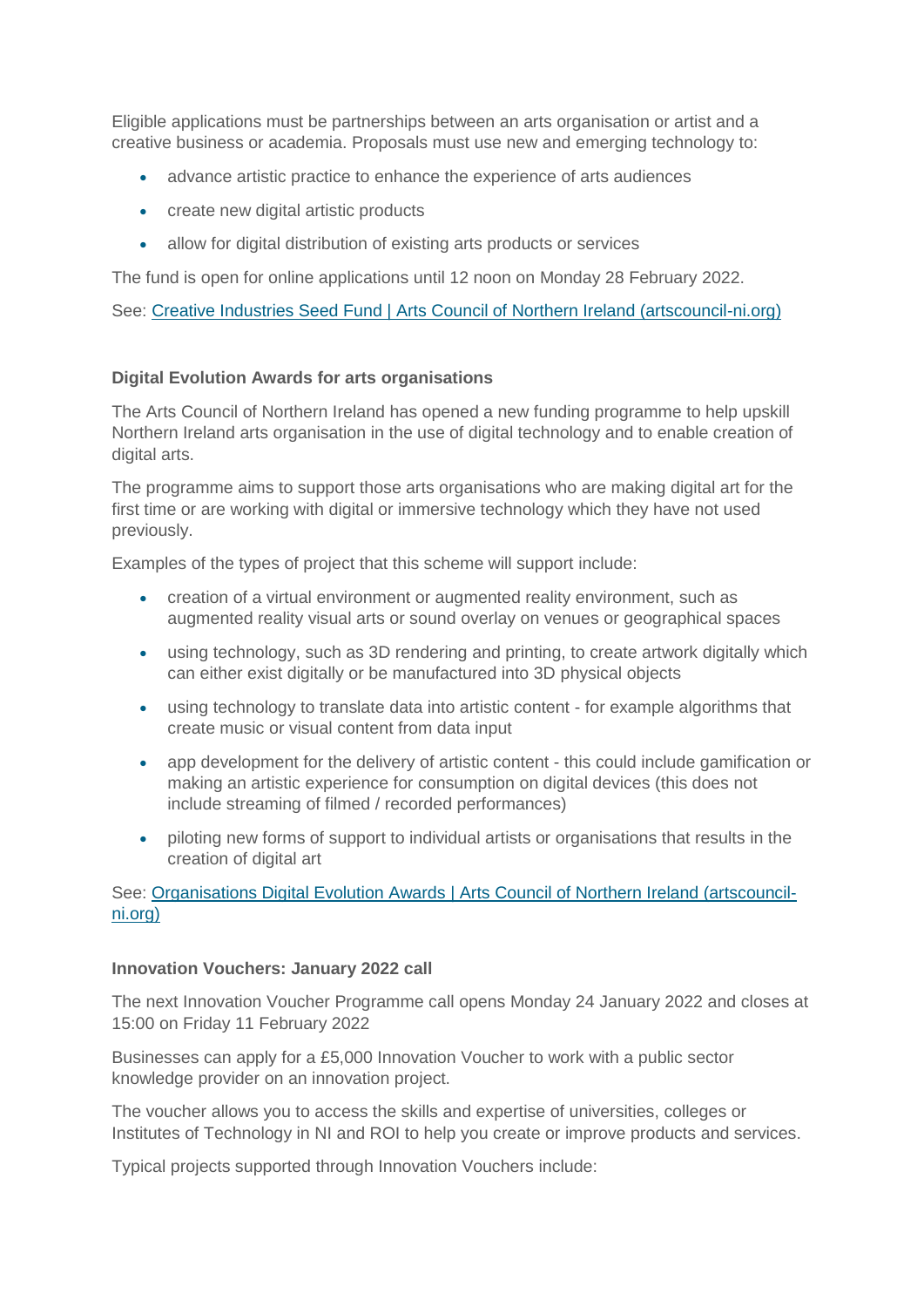Eligible applications must be partnerships between an arts organisation or artist and a creative business or academia. Proposals must use new and emerging technology to:

- advance artistic practice to enhance the experience of arts audiences
- create new digital artistic products
- allow for digital distribution of existing arts products or services

The fund is open for online applications until 12 noon on Monday 28 February 2022.

See: [Creative Industries Seed Fund | Arts Council of Northern Ireland (artscouncil-ni.org)]

**Digital Evolution Awards for arts organisations**

The Arts Council of Northern Ireland has opened a new funding programme to help upskill Northern Ireland arts organisation in the use of digital technology and to enable creation of digital arts.

The programme aims to support those arts organisations who are making digital art for the first time or are working with digital or immersive technology which they have not used previously.

Examples of the types of project that this scheme will support include:

- creation of a virtual environment or augmented reality environment, such as augmented reality visual arts or sound overlay on venues or geographical spaces
- using technology, such as 3D rendering and printing, to create artwork digitally which can either exist digitally or be manufactured into 3D physical objects
- using technology to translate data into artistic content - for example algorithms that create music or visual content from data input
- app development for the delivery of artistic content - this could include gamification or making an artistic experience for consumption on digital devices (this does not include streaming of filmed / recorded performances)
- piloting new forms of support to individual artists or organisations that results in the creation of digital art

See: [Organisations Digital Evolution Awards | Arts Council of Northern Ireland (artscouncil-ni.org)]

**Innovation Vouchers: January 2022 call**

The next Innovation Voucher Programme call opens Monday 24 January 2022 and closes at 15:00 on Friday 11 February 2022

Businesses can apply for a £5,000 Innovation Voucher to work with a public sector knowledge provider on an innovation project.

The voucher allows you to access the skills and expertise of universities, colleges or Institutes of Technology in NI and ROI to help you create or improve products and services.

Typical projects supported through Innovation Vouchers include: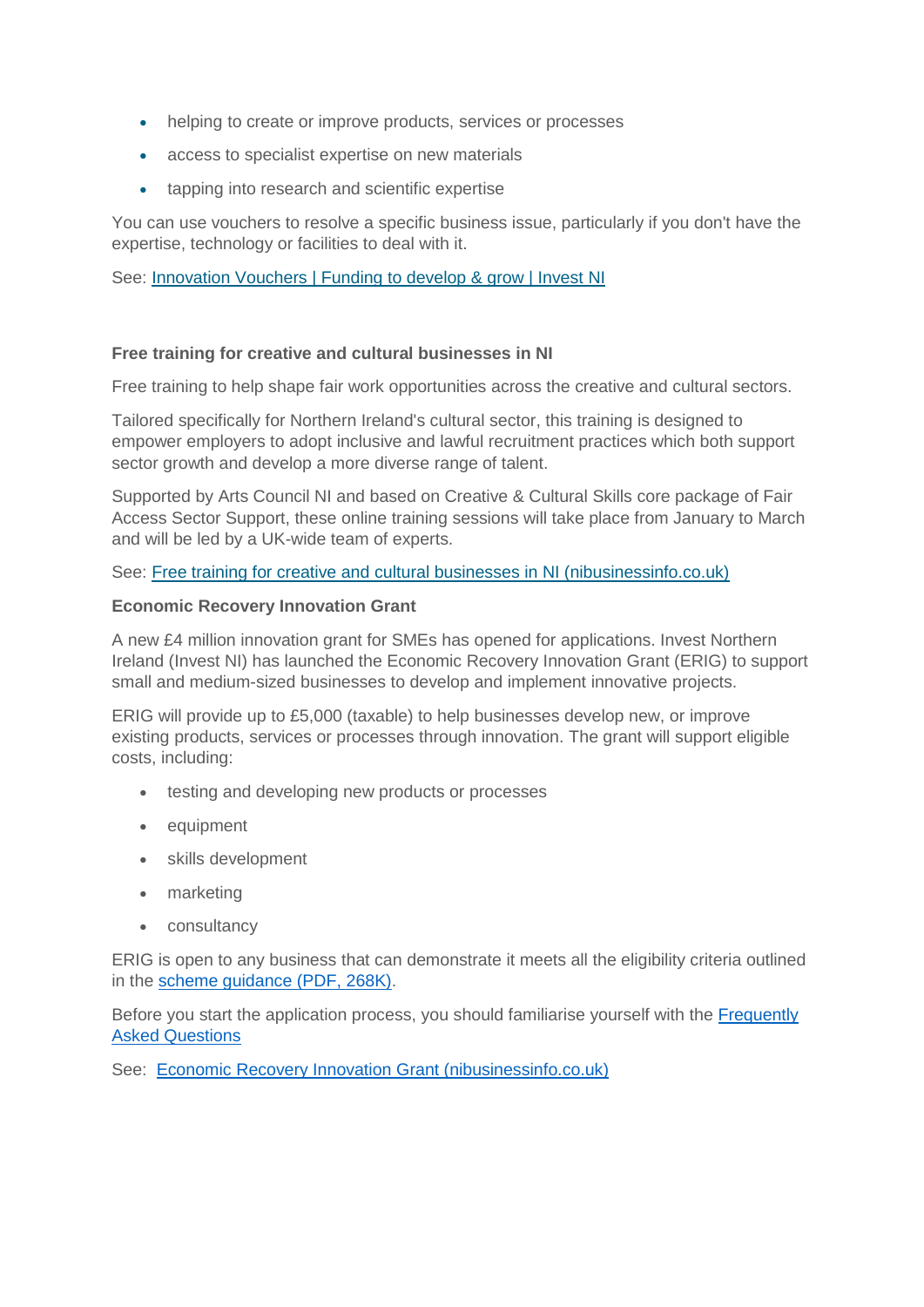- helping to create or improve products, services or processes
- access to specialist expertise on new materials
- tapping into research and scientific expertise

You can use vouchers to resolve a specific business issue, particularly if you don't have the expertise, technology or facilities to deal with it.

See: [Innovation Vouchers | Funding to develop & grow | Invest NI]()

**Free training for creative and cultural businesses in NI**

Free training to help shape fair work opportunities across the creative and cultural sectors.

Tailored specifically for Northern Ireland's cultural sector, this training is designed to empower employers to adopt inclusive and lawful recruitment practices which both support sector growth and develop a more diverse range of talent.

Supported by Arts Council NI and based on Creative & Cultural Skills core package of Fair Access Sector Support, these online training sessions will take place from January to March and will be led by a UK-wide team of experts.

See: [Free training for creative and cultural businesses in NI (nibusinessinfo.co.uk)]()

**Economic Recovery Innovation Grant**

A new £4 million innovation grant for SMEs has opened for applications. Invest Northern Ireland (Invest NI) has launched the Economic Recovery Innovation Grant (ERIG) to support small and medium-sized businesses to develop and implement innovative projects.

ERIG will provide up to £5,000 (taxable) to help businesses develop new, or improve existing products, services or processes through innovation. The grant will support eligible costs, including:

- testing and developing new products or processes
- equipment
- skills development
- marketing
- consultancy

ERIG is open to any business that can demonstrate it meets all the eligibility criteria outlined in the [scheme guidance (PDF, 268K)]().

Before you start the application process, you should familiarise yourself with the [Frequently Asked Questions]()

See: [Economic Recovery Innovation Grant (nibusinessinfo.co.uk)]()